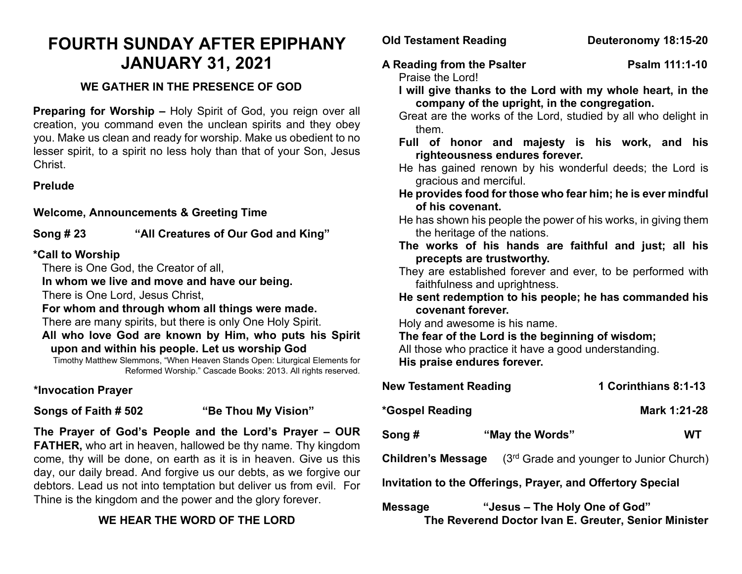# FOURTH SUNDAY AFTER EPIPHANY
# JANUARY 31, 2021

### WE GATHER IN THE PRESENCE OF GOD

**Preparing for Worship –** Holy Spirit of God, you reign over all creation, you command even the unclean spirits and they obey you. Make us clean and ready for worship. Make us obedient to no lesser spirit, to a spirit no less holy than that of your Son, Jesus Christ.

**Prelude**

**Welcome, Announcements & Greeting Time**

**Song # 23 "All Creatures of Our God and King"**

**\*Call to Worship**

There is One God, the Creator of all,
**In whom we live and move and have our being.**
There is One Lord, Jesus Christ,
**For whom and through whom all things were made.**
There are many spirits, but there is only One Holy Spirit.
**All who love God are known by Him, who puts his Spirit upon and within his people. Let us worship God**

Timothy Matthew Slemmons, "When Heaven Stands Open: Liturgical Elements for Reformed Worship." Cascade Books: 2013. All rights reserved.

**\*Invocation Prayer**

**Songs of Faith # 502 "Be Thou My Vision"**

**The Prayer of God's People and the Lord's Prayer – OUR FATHER,** who art in heaven, hallowed be thy name. Thy kingdom come, thy will be done, on earth as it is in heaven. Give us this day, our daily bread. And forgive us our debts, as we forgive our debtors. Lead us not into temptation but deliver us from evil. For Thine is the kingdom and the power and the glory forever.

### WE HEAR THE WORD OF THE LORD

**Old Testament Reading Deuteronomy 18:15-20**

**A Reading from the Psalter Psalm 111:1-10**

Praise the Lord!
**I will give thanks to the Lord with my whole heart, in the company of the upright, in the congregation.**
Great are the works of the Lord, studied by all who delight in them.
**Full of honor and majesty is his work, and his righteousness endures forever.**
He has gained renown by his wonderful deeds; the Lord is gracious and merciful.
**He provides food for those who fear him; he is ever mindful of his covenant.**
He has shown his people the power of his works, in giving them the heritage of the nations.
**The works of his hands are faithful and just; all his precepts are trustworthy.**
They are established forever and ever, to be performed with faithfulness and uprightness.
**He sent redemption to his people; he has commanded his covenant forever.**
Holy and awesome is his name.
**The fear of the Lord is the beginning of wisdom;**
All those who practice it have a good understanding.
**His praise endures forever.**

**New Testament Reading 1 Corinthians 8:1-13**

**\*Gospel Reading Mark 1:21-28**

**Song # "May the Words" WT**

**Children's Message** (3rd Grade and younger to Junior Church)

**Invitation to the Offerings, Prayer, and Offertory Special**

**Message "Jesus – The Holy One of God"**
**The Reverend Doctor Ivan E. Greuter, Senior Minister**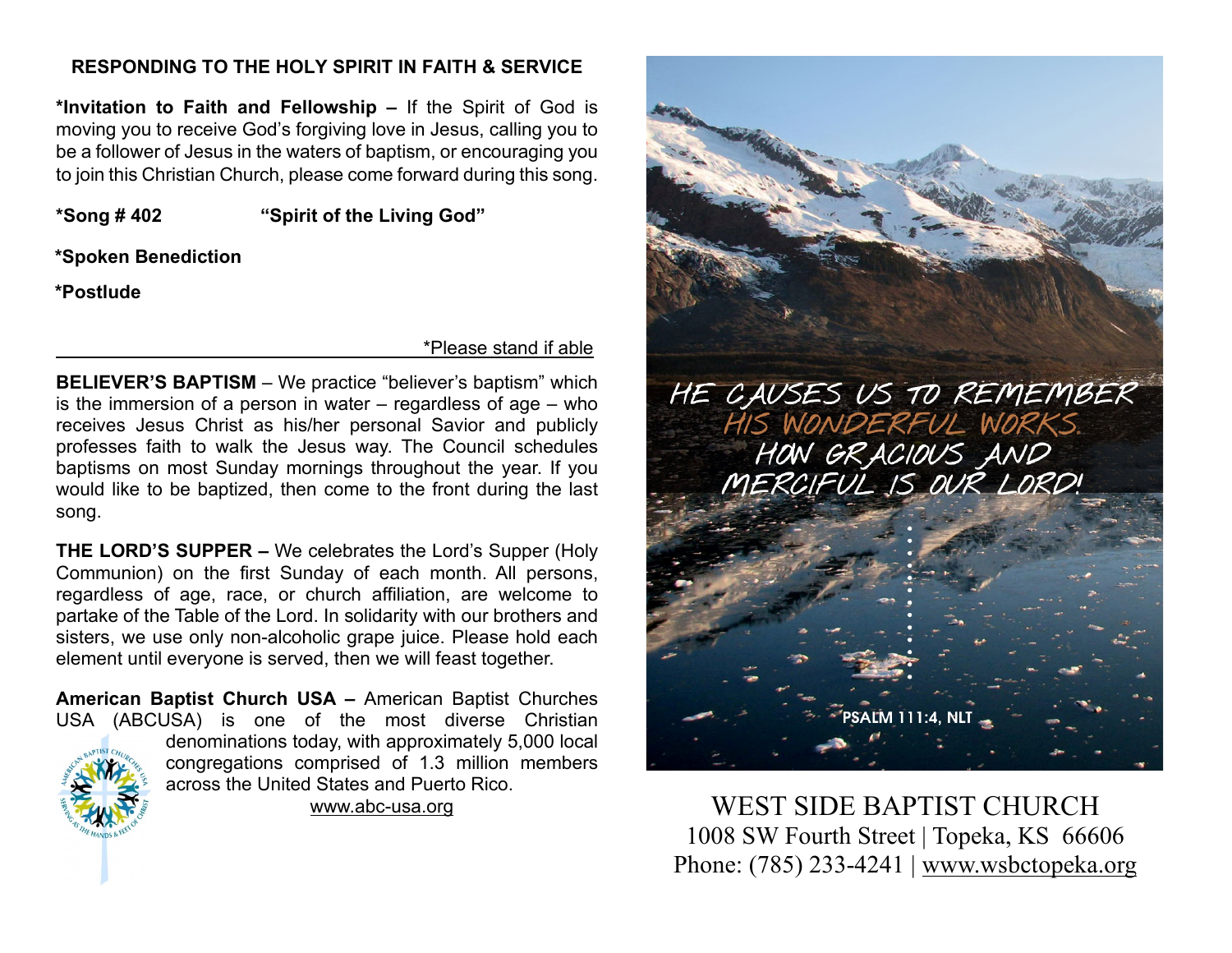## RESPONDING TO THE HOLY SPIRIT IN FAITH & SERVICE

***Invitation to Faith and Fellowship –** If the Spirit of God is moving you to receive God's forgiving love in Jesus, calling you to be a follower of Jesus in the waters of baptism, or encouraging you to join this Christian Church, please come forward during this song.

***Song # 402** **"Spirit of the Living God"**

***Spoken Benediction**

***Postlude**

*Please stand if able

---

**BELIEVER'S BAPTISM** – We practice "believer's baptism" which is the immersion of a person in water – regardless of age – who receives Jesus Christ as his/her personal Savior and publicly professes faith to walk the Jesus way. The Council schedules baptisms on most Sunday mornings throughout the year. If you would like to be baptized, then come to the front during the last song.

**THE LORD'S SUPPER –** We celebrates the Lord's Supper (Holy Communion) on the first Sunday of each month. All persons, regardless of age, race, or church affiliation, are welcome to partake of the Table of the Lord. In solidarity with our brothers and sisters, we use only non-alcoholic grape juice. Please hold each element until everyone is served, then we will feast together.

**American Baptist Church USA –** American Baptist Churches USA (ABCUSA) is one of the most diverse Christian denominations today, with approximately 5,000 local congregations comprised of 1.3 million members across the United States and Puerto Rico.

www.abc-usa.org

HE CAUSES US TO REMEMBER HIS WONDERFUL WORKS. HOW GRACIOUS AND MERCIFUL IS OUR LORD!

PSALM 111:4, NLT

WEST SIDE BAPTIST CHURCH
1008 SW Fourth Street | Topeka, KS 66606
Phone: (785) 233-4241 | www.wsbctopeka.org